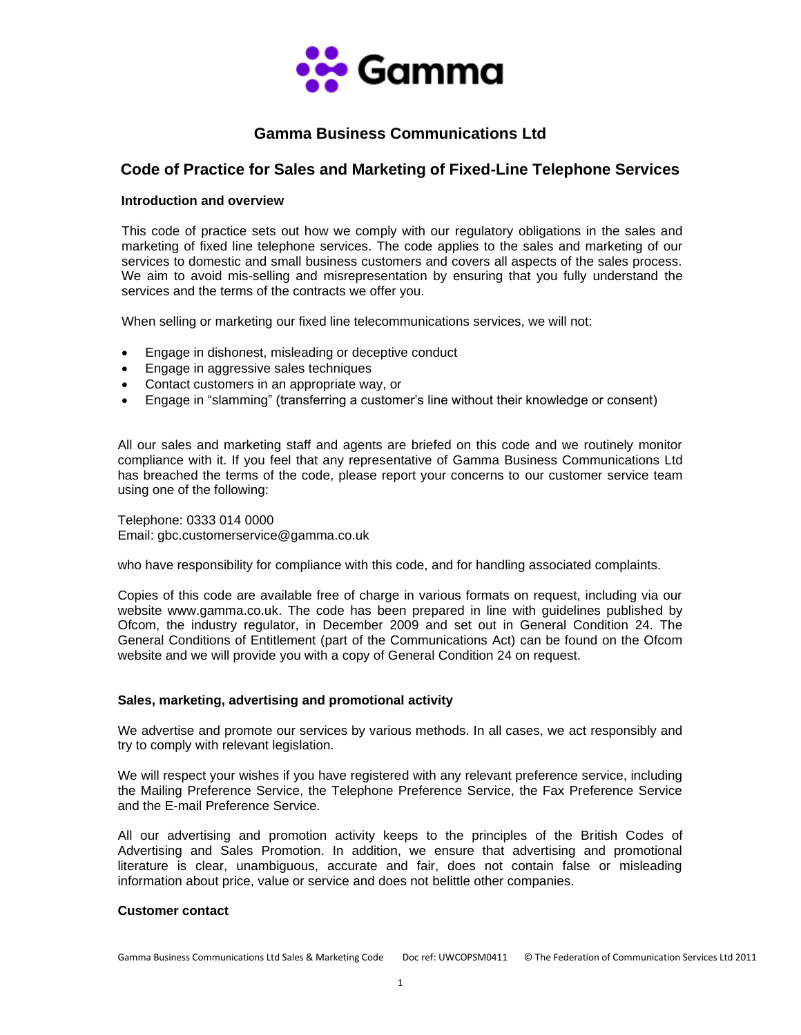# Gamma Business Communications Ltd

## Code of Practice for Sales and Marketing of Fixed-Line Telephone Services

### Introduction and overview

This code of practice sets out how we comply with our regulatory obligations in the sales and marketing of fixed line telephone services. The code applies to the sales and marketing of our services to domestic and small business customers and covers all aspects of the sales process. We aim to avoid mis-selling and misrepresentation by ensuring that you fully understand the services and the terms of the contracts we offer you.

When selling or marketing our fixed line telecommunications services, we will not:

- Engage in dishonest, misleading or deceptive conduct
- Engage in aggressive sales techniques
- Contact customers in an appropriate way, or
- Engage in "slamming" (transferring a customer's line without their knowledge or consent)

All our sales and marketing staff and agents are briefed on this code and we routinely monitor compliance with it. If you feel that any representative of Gamma Business Communications Ltd has breached the terms of the code, please report your concerns to our customer service team using one of the following:

Telephone: 0333 014 0000
Email: gbc.customerservice@gamma.co.uk

who have responsibility for compliance with this code, and for handling associated complaints.

Copies of this code are available free of charge in various formats on request, including via our website www.gamma.co.uk. The code has been prepared in line with guidelines published by Ofcom, the industry regulator, in December 2009 and set out in General Condition 24. The General Conditions of Entitlement (part of the Communications Act) can be found on the Ofcom website and we will provide you with a copy of General Condition 24 on request.

### Sales, marketing, advertising and promotional activity

We advertise and promote our services by various methods. In all cases, we act responsibly and try to comply with relevant legislation.

We will respect your wishes if you have registered with any relevant preference service, including the Mailing Preference Service, the Telephone Preference Service, the Fax Preference Service and the E-mail Preference Service.

All our advertising and promotion activity keeps to the principles of the British Codes of Advertising and Sales Promotion. In addition, we ensure that advertising and promotional literature is clear, unambiguous, accurate and fair, does not contain false or misleading information about price, value or service and does not belittle other companies.

### Customer contact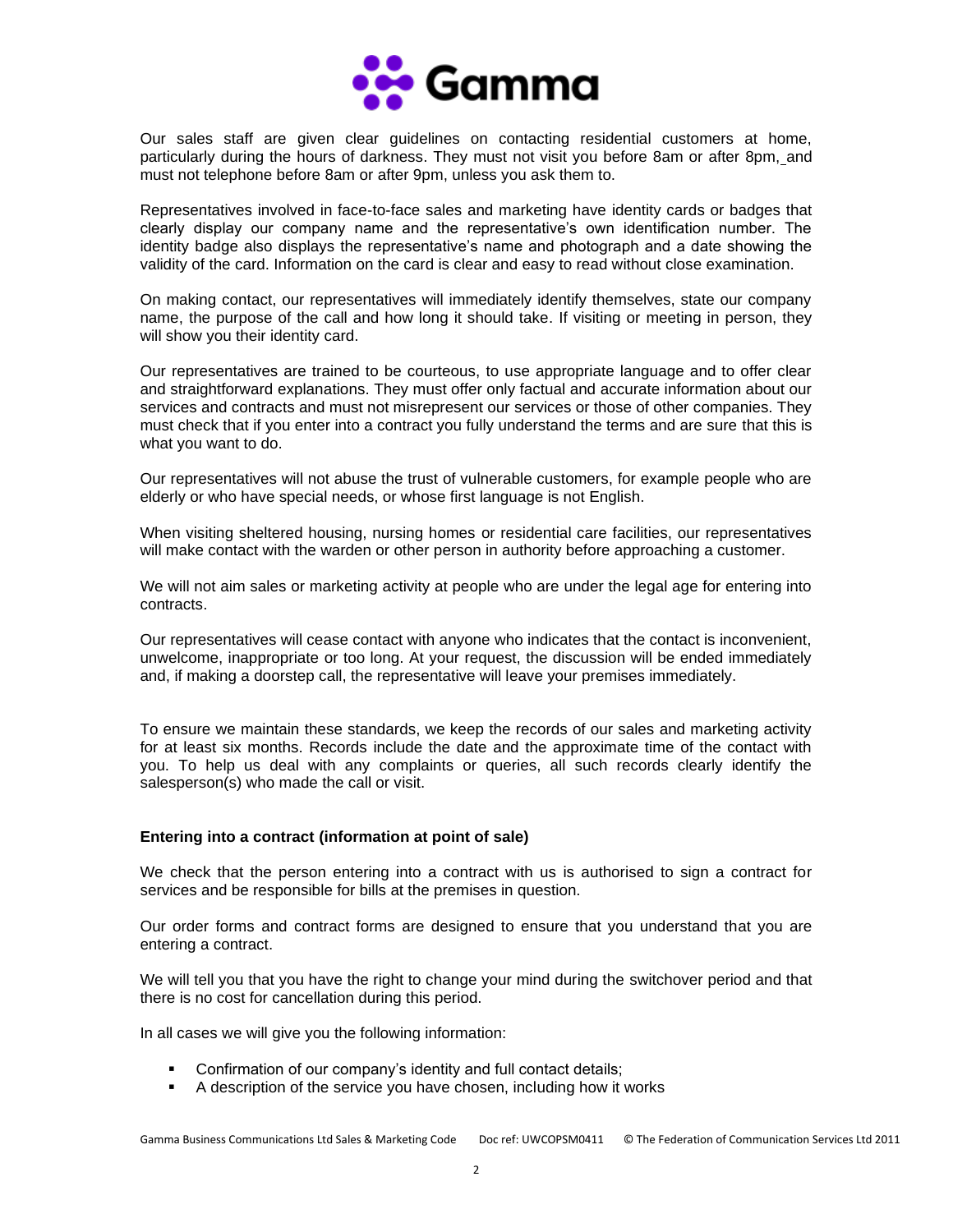Our sales staff are given clear guidelines on contacting residential customers at home, particularly during the hours of darkness. They must not visit you before 8am or after 8pm, and must not telephone before 8am or after 9pm, unless you ask them to.

Representatives involved in face-to-face sales and marketing have identity cards or badges that clearly display our company name and the representative's own identification number. The identity badge also displays the representative's name and photograph and a date showing the validity of the card. Information on the card is clear and easy to read without close examination.

On making contact, our representatives will immediately identify themselves, state our company name, the purpose of the call and how long it should take. If visiting or meeting in person, they will show you their identity card.

Our representatives are trained to be courteous, to use appropriate language and to offer clear and straightforward explanations. They must offer only factual and accurate information about our services and contracts and must not misrepresent our services or those of other companies. They must check that if you enter into a contract you fully understand the terms and are sure that this is what you want to do.

Our representatives will not abuse the trust of vulnerable customers, for example people who are elderly or who have special needs, or whose first language is not English.

When visiting sheltered housing, nursing homes or residential care facilities, our representatives will make contact with the warden or other person in authority before approaching a customer.

We will not aim sales or marketing activity at people who are under the legal age for entering into contracts.

Our representatives will cease contact with anyone who indicates that the contact is inconvenient, unwelcome, inappropriate or too long. At your request, the discussion will be ended immediately and, if making a doorstep call, the representative will leave your premises immediately.

To ensure we maintain these standards, we keep the records of our sales and marketing activity for at least six months. Records include the date and the approximate time of the contact with you. To help us deal with any complaints or queries, all such records clearly identify the salesperson(s) who made the call or visit.

**Entering into a contract (information at point of sale)**

We check that the person entering into a contract with us is authorised to sign a contract for services and be responsible for bills at the premises in question.

Our order forms and contract forms are designed to ensure that you understand that you are entering a contract.

We will tell you that you have the right to change your mind during the switchover period and that there is no cost for cancellation during this period.

In all cases we will give you the following information:

- Confirmation of our company's identity and full contact details;
- A description of the service you have chosen, including how it works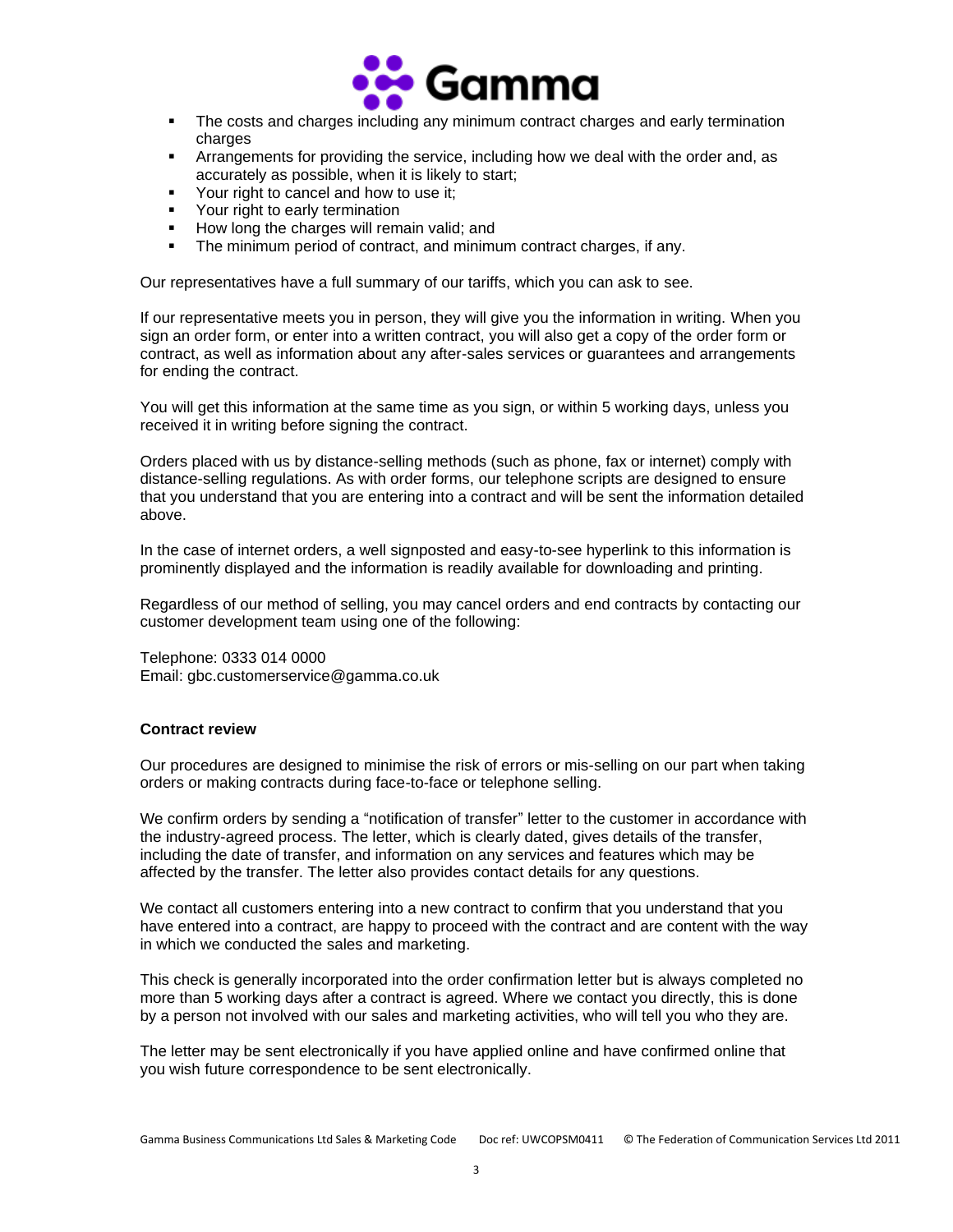- The costs and charges including any minimum contract charges and early termination charges
- Arrangements for providing the service, including how we deal with the order and, as accurately as possible, when it is likely to start;
- Your right to cancel and how to use it;
- Your right to early termination
- How long the charges will remain valid; and
- The minimum period of contract, and minimum contract charges, if any.

Our representatives have a full summary of our tariffs, which you can ask to see.

If our representative meets you in person, they will give you the information in writing. When you sign an order form, or enter into a written contract, you will also get a copy of the order form or contract, as well as information about any after-sales services or guarantees and arrangements for ending the contract.

You will get this information at the same time as you sign, or within 5 working days, unless you received it in writing before signing the contract.

Orders placed with us by distance-selling methods (such as phone, fax or internet) comply with distance-selling regulations. As with order forms, our telephone scripts are designed to ensure that you understand that you are entering into a contract and will be sent the information detailed above.

In the case of internet orders, a well signposted and easy-to-see hyperlink to this information is prominently displayed and the information is readily available for downloading and printing.

Regardless of our method of selling, you may cancel orders and end contracts by contacting our customer development team using one of the following:

Telephone: 0333 014 0000
Email: gbc.customerservice@gamma.co.uk

**Contract review**

Our procedures are designed to minimise the risk of errors or mis-selling on our part when taking orders or making contracts during face-to-face or telephone selling.

We confirm orders by sending a "notification of transfer" letter to the customer in accordance with the industry-agreed process. The letter, which is clearly dated, gives details of the transfer, including the date of transfer, and information on any services and features which may be affected by the transfer. The letter also provides contact details for any questions.

We contact all customers entering into a new contract to confirm that you understand that you have entered into a contract, are happy to proceed with the contract and are content with the way in which we conducted the sales and marketing.

This check is generally incorporated into the order confirmation letter but is always completed no more than 5 working days after a contract is agreed. Where we contact you directly, this is done by a person not involved with our sales and marketing activities, who will tell you who they are.

The letter may be sent electronically if you have applied online and have confirmed online that you wish future correspondence to be sent electronically.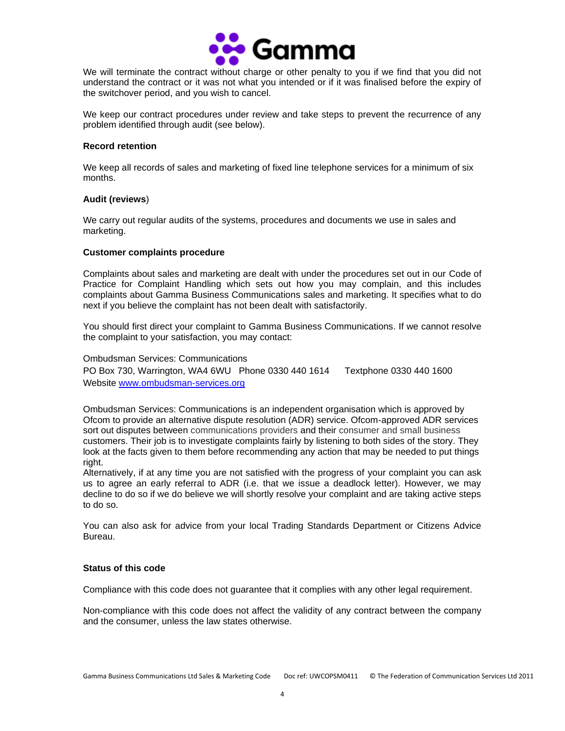We will terminate the contract without charge or other penalty to you if we find that you did not understand the contract or it was not what you intended or if it was finalised before the expiry of the switchover period, and you wish to cancel.

We keep our contract procedures under review and take steps to prevent the recurrence of any problem identified through audit (see below).

**Record retention**

We keep all records of sales and marketing of fixed line telephone services for a minimum of six months.

**Audit (reviews**)

We carry out regular audits of the systems, procedures and documents we use in sales and marketing.

**Customer complaints procedure**

Complaints about sales and marketing are dealt with under the procedures set out in our Code of Practice for Complaint Handling which sets out how you may complain, and this includes complaints about Gamma Business Communications sales and marketing. It specifies what to do next if you believe the complaint has not been dealt with satisfactorily.

You should first direct your complaint to Gamma Business Communications. If we cannot resolve the complaint to your satisfaction, you may contact:

Ombudsman Services: Communications
PO Box 730, Warrington, WA4 6WU Phone 0330 440 1614 Textphone 0330 440 1600
Website [www.ombudsman-services.org](www.ombudsman-services.org)

Ombudsman Services: Communications is an independent organisation which is approved by Ofcom to provide an alternative dispute resolution (ADR) service. Ofcom-approved ADR services sort out disputes between communications providers and their consumer and small business customers. Their job is to investigate complaints fairly by listening to both sides of the story. They look at the facts given to them before recommending any action that may be needed to put things right.
Alternatively, if at any time you are not satisfied with the progress of your complaint you can ask us to agree an early referral to ADR (i.e. that we issue a deadlock letter). However, we may decline to do so if we do believe we will shortly resolve your complaint and are taking active steps to do so.

You can also ask for advice from your local Trading Standards Department or Citizens Advice Bureau.

**Status of this code**

Compliance with this code does not guarantee that it complies with any other legal requirement.

Non-compliance with this code does not affect the validity of any contract between the company and the consumer, unless the law states otherwise.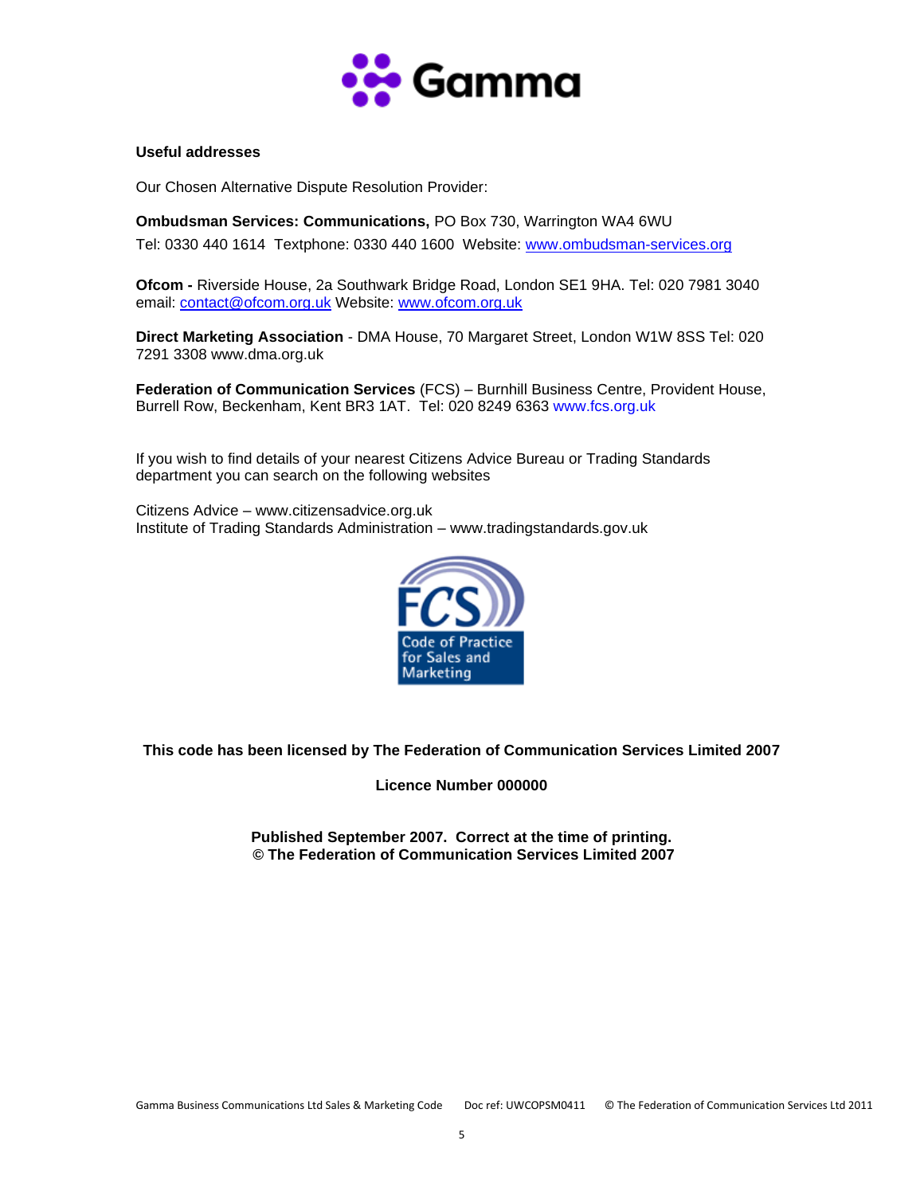**Useful addresses**

Our Chosen Alternative Dispute Resolution Provider:

**Ombudsman Services: Communications,** PO Box 730, Warrington WA4 6WU
Tel: 0330 440 1614 Textphone: 0330 440 1600 Website: www.ombudsman-services.org

**Ofcom -** Riverside House, 2a Southwark Bridge Road, London SE1 9HA. Tel: 020 7981 3040 email: contact@ofcom.org.uk Website: www.ofcom.org.uk

**Direct Marketing Association** - DMA House, 70 Margaret Street, London W1W 8SS Tel: 020 7291 3308 www.dma.org.uk

**Federation of Communication Services** (FCS) – Burnhill Business Centre, Provident House, Burrell Row, Beckenham, Kent BR3 1AT. Tel: 020 8249 6363 www.fcs.org.uk

If you wish to find details of your nearest Citizens Advice Bureau or Trading Standards department you can search on the following websites

Citizens Advice – www.citizensadvice.org.uk
Institute of Trading Standards Administration – www.tradingstandards.gov.uk

FCS Code of Practice for Sales and Marketing

**This code has been licensed by The Federation of Communication Services Limited 2007**

**Licence Number 000000**

**Published September 2007. Correct at the time of printing.**
**© The Federation of Communication Services Limited 2007**